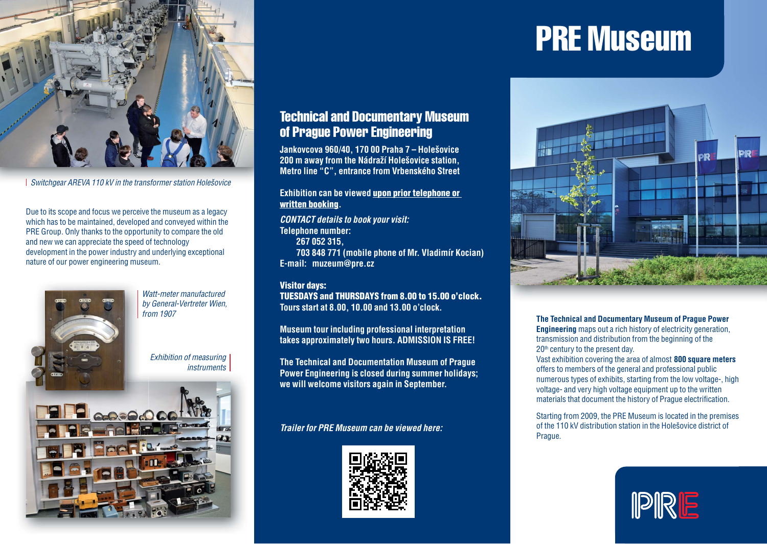*Switchgear AREVA 110 kV in the transformer station Holešovice*

Due to its scope and focus we perceive the museum as a legacy which has to be maintained, developed and conveyed within the PRE Group. Only thanks to the opportunity to compare the old and new we can appreciate the speed of technology development in the power industry and underlying exceptional nature of our power engineering museum.

*Watt-meter manufactured by General-Vertreter Wien, from 1907*

*Exhibition of measuring instruments*

## Technical and Documentary Museum of Prague Power Engineering

**Jankovcova 960/40, 170 00 Praha 7 – Holešovice**
**200 m away from the Nádraží Holešovice station,**
**Metro line "C", entrance from Vrbenského Street**

**Exhibition can be viewed upon prior telephone or written booking.**

***CONTACT details to book your visit:***
**Telephone number:**
**267 052 315,**
**703 848 771 (mobile phone of Mr. Vladimír Kocian)**
**E-mail: muzeum@pre.cz**

**Visitor days:**
**TUESDAYS and THURSDAYS from 8.00 to 15.00 o'clock.**
**Tours start at 8.00, 10.00 and 13.00 o'clock.**

**Museum tour including professional interpretation takes approximately two hours. ADMISSION IS FREE!**

**The Technical and Documentation Museum of Prague Power Engineering is closed during summer holidays; we will welcome visitors again in September.**

***Trailer for PRE Museum can be viewed here:***

# PRE Museum

**The Technical and Documentary Museum of Prague Power Engineering** maps out a rich history of electricity generation, transmission and distribution from the beginning of the 20th century to the present day.
Vast exhibition covering the area of almost **800 square meters** offers to members of the general and professional public numerous types of exhibits, starting from the low voltage-, high voltage- and very high voltage equipment up to the written materials that document the history of Prague electrification.

Starting from 2009, the PRE Museum is located in the premises of the 110 kV distribution station in the Holešovice district of Prague.

PRE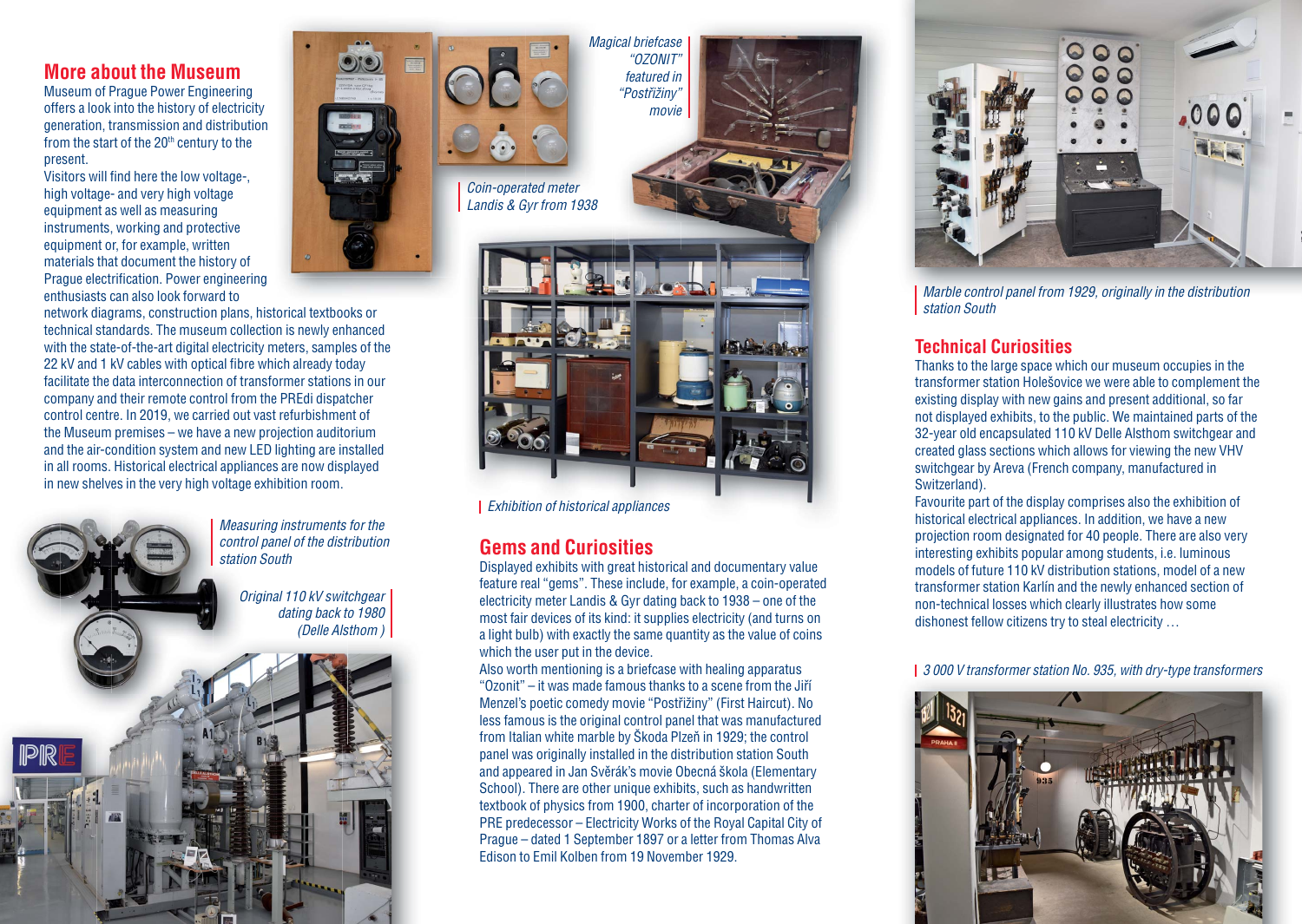## More about the Museum

Museum of Prague Power Engineering offers a look into the history of electricity generation, transmission and distribution from the start of the 20th century to the present.

Visitors will find here the low voltage-, high voltage- and very high voltage equipment as well as measuring instruments, working and protective equipment or, for example, written materials that document the history of Prague electrification. Power engineering enthusiasts can also look forward to network diagrams, construction plans, historical textbooks or technical standards. The museum collection is newly enhanced with the state-of-the-art digital electricity meters, samples of the 22 kV and 1 kV cables with optical fibre which already today facilitate the data interconnection of transformer stations in our company and their remote control from the PREdi dispatcher control centre. In 2019, we carried out vast refurbishment of the Museum premises – we have a new projection auditorium and the air-condition system and new LED lighting are installed in all rooms. Historical electrical appliances are now displayed in new shelves in the very high voltage exhibition room.

*Coin-operated meter Landis & Gyr from 1938*

*Magical briefcase "OZONIT" featured in "Postřižiny" movie*

*Exhibition of historical appliances*

*Measuring instruments for the control panel of the distribution station South*

*Original 110 kV switchgear dating back to 1980 (Delle Althom )*

## Gems and Curiosities

Displayed exhibits with great historical and documentary value feature real "gems". These include, for example, a coin-operated electricity meter Landis & Gyr dating back to 1938 – one of the most fair devices of its kind: it supplies electricity (and turns on a light bulb) with exactly the same quantity as the value of coins which the user put in the device.

Also worth mentioning is a briefcase with healing apparatus "Ozonit" – it was made famous thanks to a scene from the Jiří Menzel's poetic comedy movie "Postřižiny" (First Haircut). No less famous is the original control panel that was manufactured from Italian white marble by Škoda Plzeň in 1929; the control panel was originally installed in the distribution station South and appeared in Jan Svěrák's movie Obecná škola (Elementary School). There are other unique exhibits, such as handwritten textbook of physics from 1900, charter of incorporation of the PRE predecessor – Electricity Works of the Royal Capital City of Prague – dated 1 September 1897 or a letter from Thomas Alva Edison to Emil Kolben from 19 November 1929.

*Marble control panel from 1929, originally in the distribution station South*

## Technical Curiosities

Thanks to the large space which our museum occupies in the transformer station Holešovice we were able to complement the existing display with new gains and present additional, so far not displayed exhibits, to the public. We maintained parts of the 32-year old encapsulated 110 kV Delle Alsthom switchgear and created glass sections which allows for viewing the new VHV switchgear by Areva (French company, manufactured in Switzerland).

Favourite part of the display comprises also the exhibition of historical electrical appliances. In addition, we have a new projection room designated for 40 people. There are also very interesting exhibits popular among students, i.e. luminous models of future 110 kV distribution stations, model of a new transformer station Karlín and the newly enhanced section of non-technical losses which clearly illustrates how some dishonest fellow citizens try to steal electricity …

*3 000 V transformer station No. 935, with dry-type transformers*